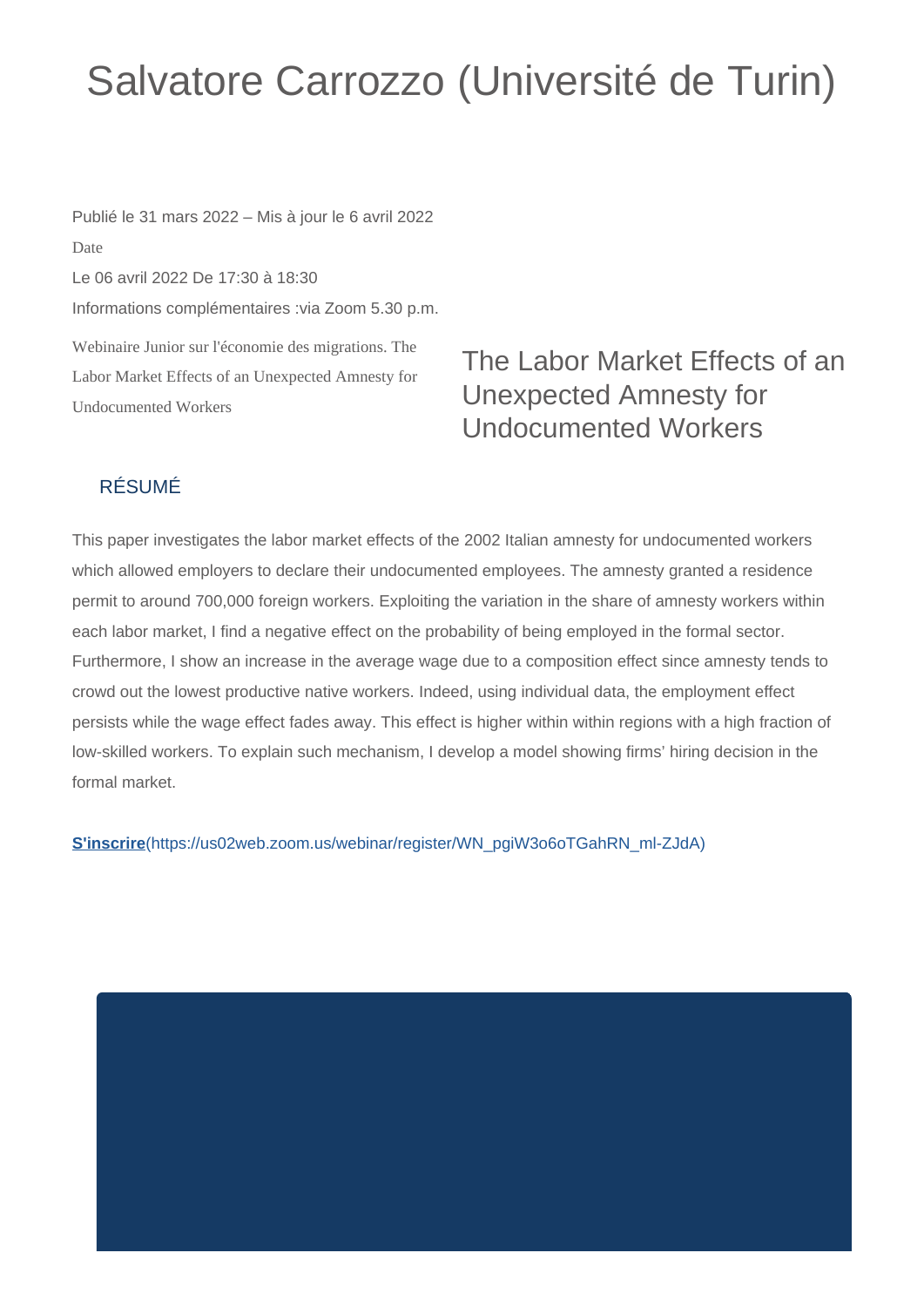# Salvatore Carrozzo (Université de Turin)

Publié le 31 mars 2022 – Mis à jour le 6 avril 2022

Date

Le 06 avril 2022 De 17:30 à 18:30

Informations complémentaires :via Zoom 5.30 p.m.

Webinaire Junior sur l'économie des migrations. The Labor Market Effects of an Unexpected Amnesty for Undocumented Workers

## The Labor Market Effects of an Unexpected Amnesty for Undocumented Workers

### RÉSUMÉ

This paper investigates the labor market effects of the 2002 Italian amnesty for undocumented workers which allowed employers to declare their undocumented employees. The amnesty granted a residence permit to around 700,000 foreign workers. Exploiting the variation in the share of amnesty workers within each labor market, I find a negative effect on the probability of being employed in the formal sector. Furthermore, I show an increase in the average wage due to a composition effect since amnesty tends to crowd out the lowest productive native workers. Indeed, using individual data, the employment effect persists while the wage effect fades away. This effect is higher within within regions with a high fraction of low-skilled workers. To explain such mechanism, I develop a model showing firms' hiring decision in the formal market.

**S'inscrire**(https://us02web.zoom.us/webinar/register/WN_pgiW3o6oTGahRN_ml-ZJdA)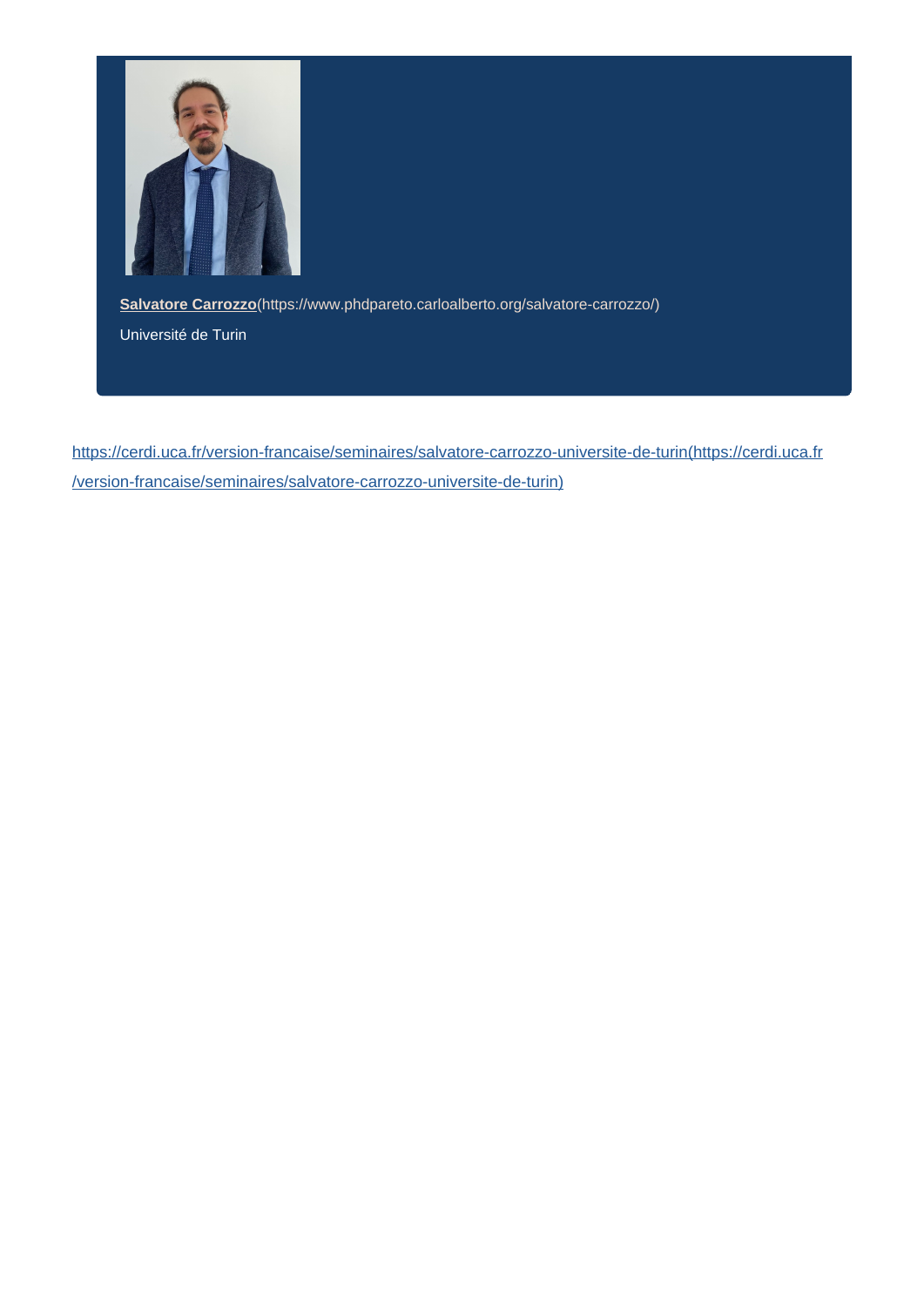**Salvatore Carrozzo**(https://www.phdpareto.carloalberto.org/salvatore-carrozzo/)

Université de Turin

https://cerdi.uca.fr/version-francaise/seminaires/salvatore-carrozzo-universite-de-turin(https://cerdi.uca.fr/version-francaise/seminaires/salvatore-carrozzo-universite-de-turin)